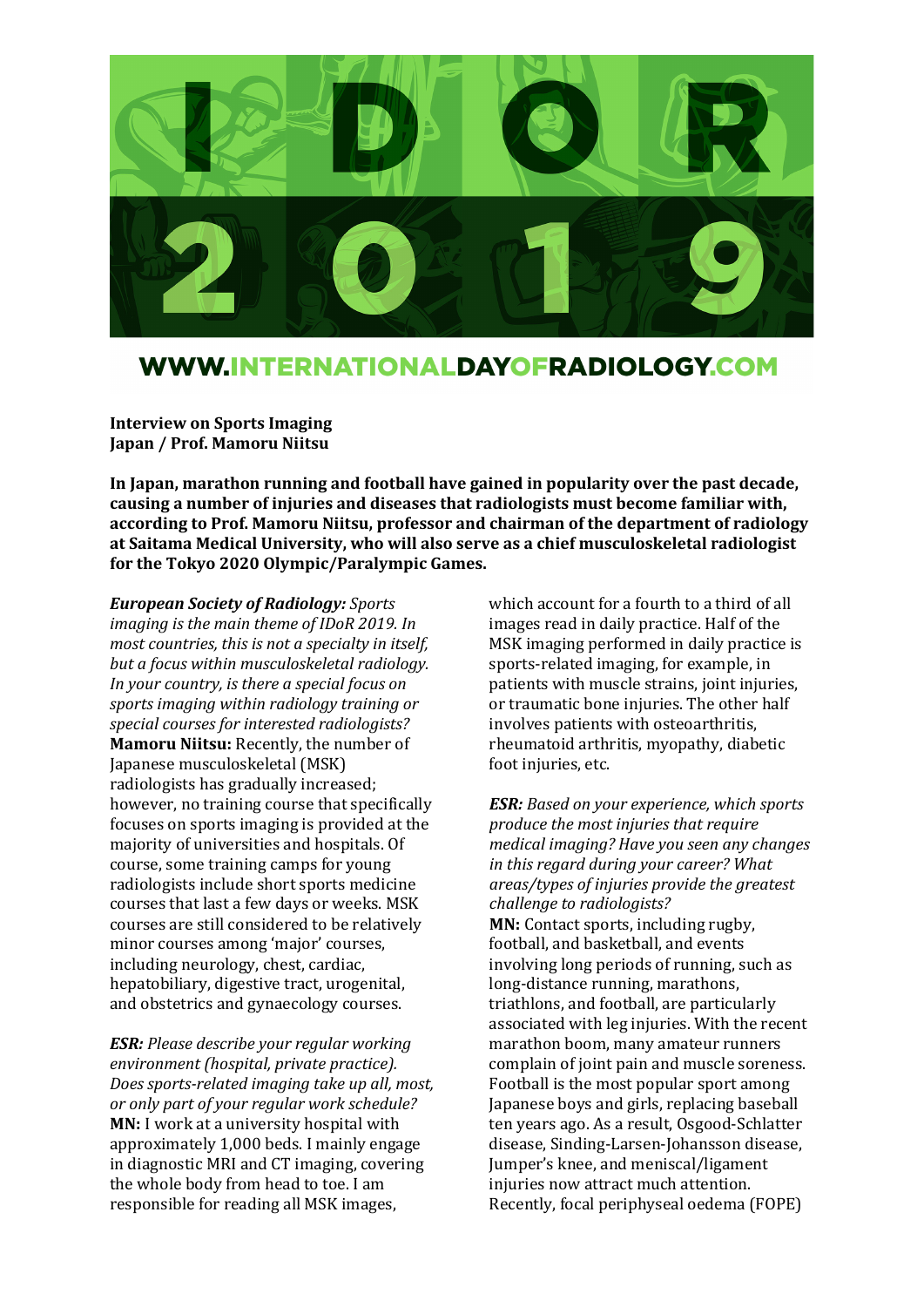IDOR 2019

WWW.INTERNATIONALDAYOFRADIOLOGY.COM

**Interview on Sports Imaging**
**Japan / Prof. Mamoru Niitsu**

**In Japan, marathon running and football have gained in popularity over the past decade, causing a number of injuries and diseases that radiologists must become familiar with, according to Prof. Mamoru Niitsu, professor and chairman of the department of radiology at Saitama Medical University, who will also serve as a chief musculoskeletal radiologist for the Tokyo 2020 Olympic/Paralympic Games.**

***European Society of Radiology:*** *Sports imaging is the main theme of IDoR 2019. In most countries, this is not a specialty in itself, but a focus within musculoskeletal radiology. In your country, is there a special focus on sports imaging within radiology training or special courses for interested radiologists?*
**Mamoru Niitsu:** Recently, the number of Japanese musculoskeletal (MSK) radiologists has gradually increased; however, no training course that specifically focuses on sports imaging is provided at the majority of universities and hospitals. Of course, some training camps for young radiologists include short sports medicine courses that last a few days or weeks. MSK courses are still considered to be relatively minor courses among 'major' courses, including neurology, chest, cardiac, hepatobiliary, digestive tract, urogenital, and obstetrics and gynaecology courses.

***ESR:*** *Please describe your regular working environment (hospital, private practice). Does sports-related imaging take up all, most, or only part of your regular work schedule?*
**MN:** I work at a university hospital with approximately 1,000 beds. I mainly engage in diagnostic MRI and CT imaging, covering the whole body from head to toe. I am responsible for reading all MSK images, which account for a fourth to a third of all images read in daily practice. Half of the MSK imaging performed in daily practice is sports-related imaging, for example, in patients with muscle strains, joint injuries, or traumatic bone injuries. The other half involves patients with osteoarthritis, rheumatoid arthritis, myopathy, diabetic foot injuries, etc.

***ESR:*** *Based on your experience, which sports produce the most injuries that require medical imaging? Have you seen any changes in this regard during your career? What areas/types of injuries provide the greatest challenge to radiologists?*
**MN:** Contact sports, including rugby, football, and basketball, and events involving long periods of running, such as long-distance running, marathons, triathlons, and football, are particularly associated with leg injuries. With the recent marathon boom, many amateur runners complain of joint pain and muscle soreness. Football is the most popular sport among Japanese boys and girls, replacing baseball ten years ago. As a result, Osgood-Schlatter disease, Sinding-Larsen-Johansson disease, Jumper's knee, and meniscal/ligament injuries now attract much attention. Recently, focal periphyseal oedema (FOPE)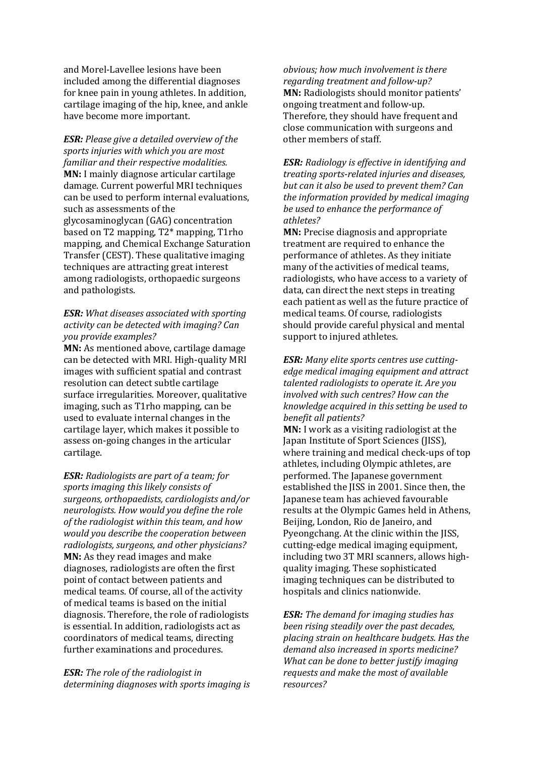and Morel-Lavellee lesions have been included among the differential diagnoses for knee pain in young athletes. In addition, cartilage imaging of the hip, knee, and ankle have become more important.

***ESR:*** *Please give a detailed overview of the sports injuries with which you are most familiar and their respective modalities.*
**MN:** I mainly diagnose articular cartilage damage. Current powerful MRI techniques can be used to perform internal evaluations, such as assessments of the glycosaminoglycan (GAG) concentration based on T2 mapping, T2* mapping, T1rho mapping, and Chemical Exchange Saturation Transfer (CEST). These qualitative imaging techniques are attracting great interest among radiologists, orthopaedic surgeons and pathologists.

***ESR:*** *What diseases associated with sporting activity can be detected with imaging? Can you provide examples?*
**MN:** As mentioned above, cartilage damage can be detected with MRI. High-quality MRI images with sufficient spatial and contrast resolution can detect subtle cartilage surface irregularities. Moreover, qualitative imaging, such as T1rho mapping, can be used to evaluate internal changes in the cartilage layer, which makes it possible to assess on-going changes in the articular cartilage.

***ESR:*** *Radiologists are part of a team; for sports imaging this likely consists of surgeons, orthopaedists, cardiologists and/or neurologists. How would you define the role of the radiologist within this team, and how would you describe the cooperation between radiologists, surgeons, and other physicians?*
**MN:** As they read images and make diagnoses, radiologists are often the first point of contact between patients and medical teams. Of course, all of the activity of medical teams is based on the initial diagnosis. Therefore, the role of radiologists is essential. In addition, radiologists act as coordinators of medical teams, directing further examinations and procedures.

***ESR:*** *The role of the radiologist in determining diagnoses with sports imaging is obvious; how much involvement is there regarding treatment and follow-up?*
**MN:** Radiologists should monitor patients' ongoing treatment and follow-up. Therefore, they should have frequent and close communication with surgeons and other members of staff.

***ESR:*** *Radiology is effective in identifying and treating sports-related injuries and diseases, but can it also be used to prevent them? Can the information provided by medical imaging be used to enhance the performance of athletes?*
**MN:** Precise diagnosis and appropriate treatment are required to enhance the performance of athletes. As they initiate many of the activities of medical teams, radiologists, who have access to a variety of data, can direct the next steps in treating each patient as well as the future practice of medical teams. Of course, radiologists should provide careful physical and mental support to injured athletes.

***ESR:*** *Many elite sports centres use cutting-edge medical imaging equipment and attract talented radiologists to operate it. Are you involved with such centres? How can the knowledge acquired in this setting be used to benefit all patients?*
**MN:** I work as a visiting radiologist at the Japan Institute of Sport Sciences (JISS), where training and medical check-ups of top athletes, including Olympic athletes, are performed. The Japanese government established the JISS in 2001. Since then, the Japanese team has achieved favourable results at the Olympic Games held in Athens, Beijing, London, Rio de Janeiro, and Pyeongchang. At the clinic within the JISS, cutting-edge medical imaging equipment, including two 3T MRI scanners, allows high-quality imaging. These sophisticated imaging techniques can be distributed to hospitals and clinics nationwide.

***ESR:*** *The demand for imaging studies has been rising steadily over the past decades, placing strain on healthcare budgets. Has the demand also increased in sports medicine? What can be done to better justify imaging requests and make the most of available resources?*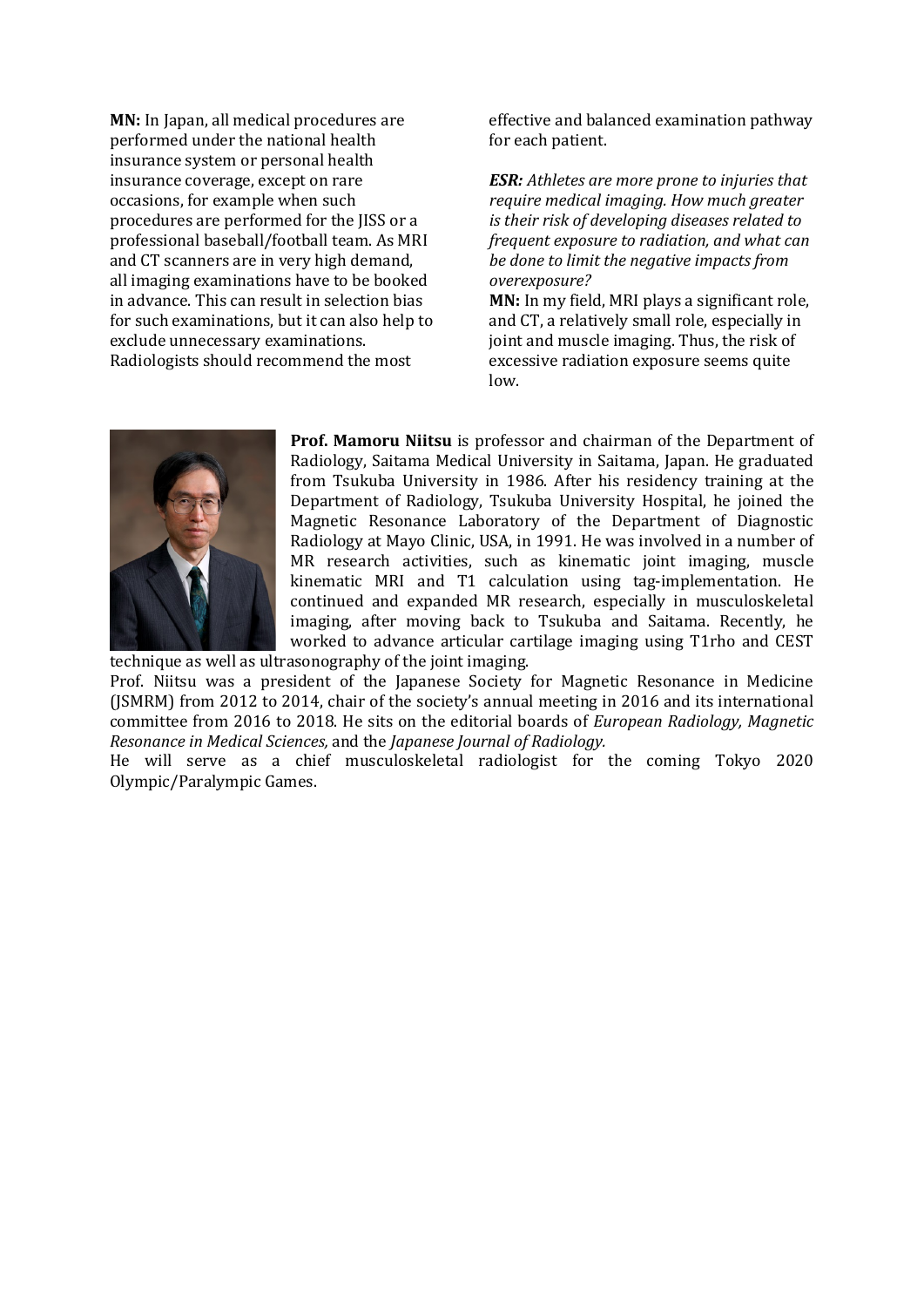**MN:** In Japan, all medical procedures are performed under the national health insurance system or personal health insurance coverage, except on rare occasions, for example when such procedures are performed for the JISS or a professional baseball/football team. As MRI and CT scanners are in very high demand, all imaging examinations have to be booked in advance. This can result in selection bias for such examinations, but it can also help to exclude unnecessary examinations. Radiologists should recommend the most effective and balanced examination pathway for each patient.

***ESR:*** *Athletes are more prone to injuries that require medical imaging. How much greater is their risk of developing diseases related to frequent exposure to radiation, and what can be done to limit the negative impacts from overexposure?*

**MN:** In my field, MRI plays a significant role, and CT, a relatively small role, especially in joint and muscle imaging. Thus, the risk of excessive radiation exposure seems quite low.

**Prof. Mamoru Niitsu** is professor and chairman of the Department of Radiology, Saitama Medical University in Saitama, Japan. He graduated from Tsukuba University in 1986. After his residency training at the Department of Radiology, Tsukuba University Hospital, he joined the Magnetic Resonance Laboratory of the Department of Diagnostic Radiology at Mayo Clinic, USA, in 1991. He was involved in a number of MR research activities, such as kinematic joint imaging, muscle kinematic MRI and T1 calculation using tag-implementation. He continued and expanded MR research, especially in musculoskeletal imaging, after moving back to Tsukuba and Saitama. Recently, he worked to advance articular cartilage imaging using T1rho and CEST technique as well as ultrasonography of the joint imaging.

Prof. Niitsu was a president of the Japanese Society for Magnetic Resonance in Medicine (JSMRM) from 2012 to 2014, chair of the society's annual meeting in 2016 and its international committee from 2016 to 2018. He sits on the editorial boards of *European Radiology, Magnetic Resonance in Medical Sciences,* and the *Japanese Journal of Radiology.*

He will serve as a chief musculoskeletal radiologist for the coming Tokyo 2020 Olympic/Paralympic Games.